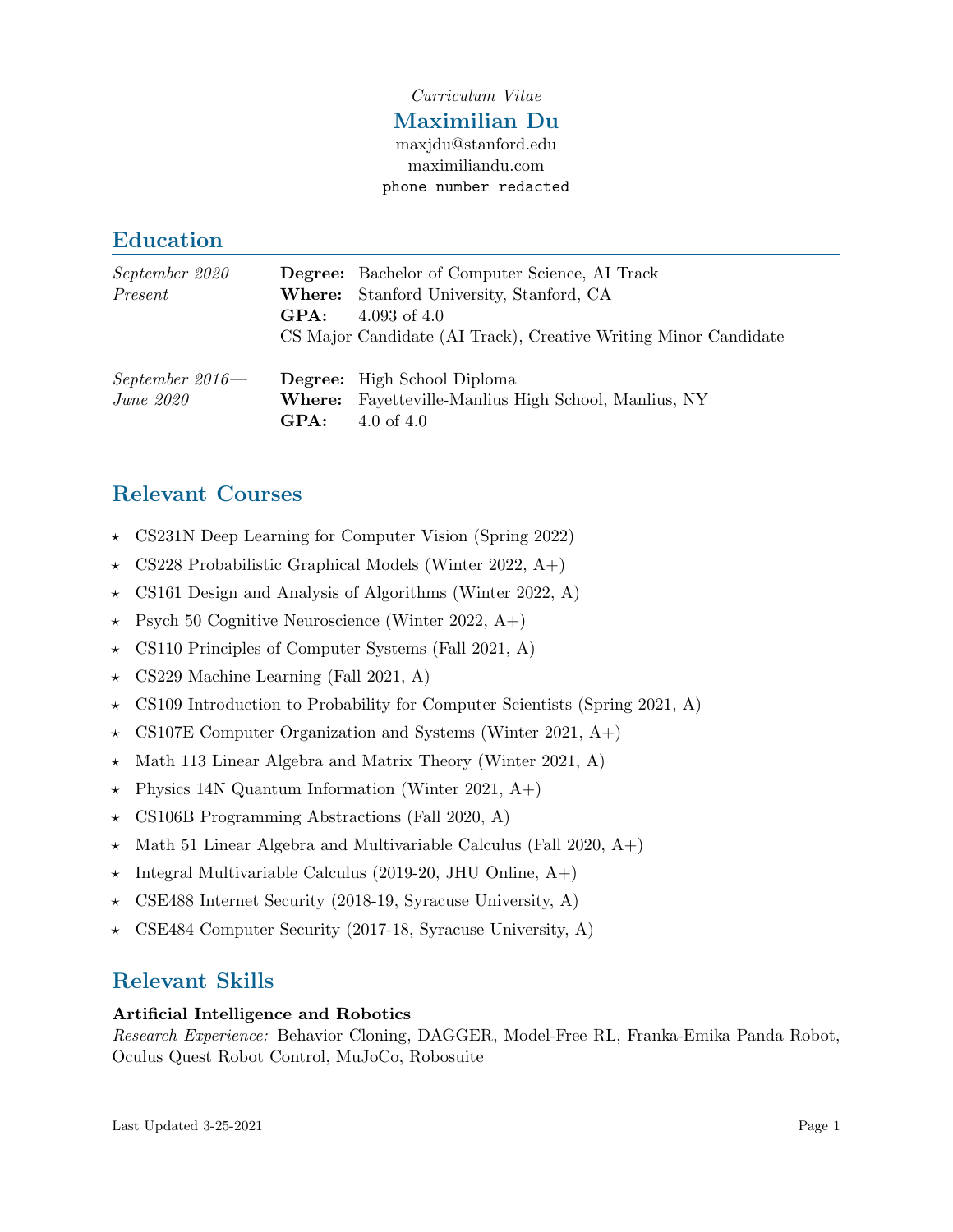*Curriculum Vitae*

# Maximilian Du

maxjdu@stanford.edu
maximiliandu.com
phone number redacted

## Education

*September 2020—Present*

**Degree:** Bachelor of Computer Science, AI Track
**Where:** Stanford University, Stanford, CA
**GPA:** 4.093 of 4.0
CS Major Candidate (AI Track), Creative Writing Minor Candidate

*September 2016—June 2020*

**Degree:** High School Diploma
**Where:** Fayetteville-Manlius High School, Manlius, NY
**GPA:** 4.0 of 4.0

## Relevant Courses

- CS231N Deep Learning for Computer Vision (Spring 2022)
- CS228 Probabilistic Graphical Models (Winter 2022, A+)
- CS161 Design and Analysis of Algorithms (Winter 2022, A)
- Psych 50 Cognitive Neuroscience (Winter 2022, A+)
- CS110 Principles of Computer Systems (Fall 2021, A)
- CS229 Machine Learning (Fall 2021, A)
- CS109 Introduction to Probability for Computer Scientists (Spring 2021, A)
- CS107E Computer Organization and Systems (Winter 2021, A+)
- Math 113 Linear Algebra and Matrix Theory (Winter 2021, A)
- Physics 14N Quantum Information (Winter 2021, A+)
- CS106B Programming Abstractions (Fall 2020, A)
- Math 51 Linear Algebra and Multivariable Calculus (Fall 2020, A+)
- Integral Multivariable Calculus (2019-20, JHU Online, A+)
- CSE488 Internet Security (2018-19, Syracuse University, A)
- CSE484 Computer Security (2017-18, Syracuse University, A)

## Relevant Skills

### Artificial Intelligence and Robotics

*Research Experience:* Behavior Cloning, DAGGER, Model-Free RL, Franka-Emika Panda Robot, Oculus Quest Robot Control, MuJoCo, Robosuite

Last Updated 3-25-2021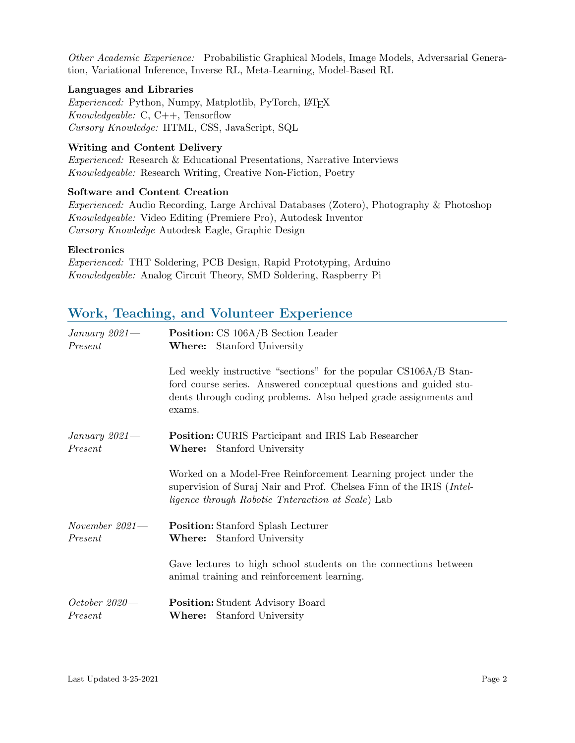*Other Academic Experience:* Probabilistic Graphical Models, Image Models, Adversarial Generation, Variational Inference, Inverse RL, Meta-Learning, Model-Based RL

**Languages and Libraries**
*Experienced:* Python, Numpy, Matplotlib, PyTorch, LaTeX
*Knowledgeable:* C, C++, Tensorflow
*Cursory Knowledge:* HTML, CSS, JavaScript, SQL

**Writing and Content Delivery**
*Experienced:* Research & Educational Presentations, Narrative Interviews
*Knowledgeable:* Research Writing, Creative Non-Fiction, Poetry

**Software and Content Creation**
*Experienced:* Audio Recording, Large Archival Databases (Zotero), Photography & Photoshop
*Knowledgeable:* Video Editing (Premiere Pro), Autodesk Inventor
*Cursory Knowledge* Autodesk Eagle, Graphic Design

**Electronics**
*Experienced:* THT Soldering, PCB Design, Rapid Prototyping, Arduino
*Knowledgeable:* Analog Circuit Theory, SMD Soldering, Raspberry Pi

## Work, Teaching, and Volunteer Experience

*January 2021—Present*
**Position:** CS 106A/B Section Leader
**Where:** Stanford University

Led weekly instructive "sections" for the popular CS106A/B Stanford course series. Answered conceptual questions and guided students through coding problems. Also helped grade assignments and exams.

*January 2021—Present*
**Position:** CURIS Participant and IRIS Lab Researcher
**Where:** Stanford University

Worked on a Model-Free Reinforcement Learning project under the supervision of Suraj Nair and Prof. Chelsea Finn of the IRIS (*Intelligence through Robotic Tnteraction at Scale*) Lab

*November 2021—Present*
**Position:** Stanford Splash Lecturer
**Where:** Stanford University

Gave lectures to high school students on the connections between animal training and reinforcement learning.

*October 2020—Present*
**Position:** Student Advisory Board
**Where:** Stanford University

Last Updated 3-25-2021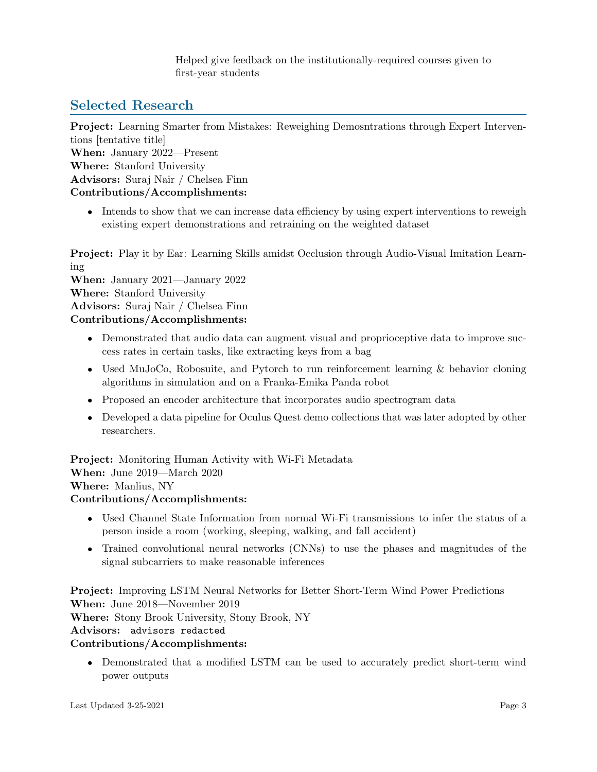Helped give feedback on the institutionally-required courses given to first-year students

## Selected Research

**Project:** Learning Smarter from Mistakes: Reweighing Demosntrations through Expert Interventions [tentative title]
**When:** January 2022—Present
**Where:** Stanford University
**Advisors:** Suraj Nair / Chelsea Finn
**Contributions/Accomplishments:**

- Intends to show that we can increase data efficiency by using expert interventions to reweigh existing expert demonstrations and retraining on the weighted dataset

**Project:** Play it by Ear: Learning Skills amidst Occlusion through Audio-Visual Imitation Learning
**When:** January 2021—January 2022
**Where:** Stanford University
**Advisors:** Suraj Nair / Chelsea Finn
**Contributions/Accomplishments:**

- Demonstrated that audio data can augment visual and proprioceptive data to improve success rates in certain tasks, like extracting keys from a bag
- Used MuJoCo, Robosuite, and Pytorch to run reinforcement learning & behavior cloning algorithms in simulation and on a Franka-Emika Panda robot
- Proposed an encoder architecture that incorporates audio spectrogram data
- Developed a data pipeline for Oculus Quest demo collections that was later adopted by other researchers.

**Project:** Monitoring Human Activity with Wi-Fi Metadata
**When:** June 2019—March 2020
**Where:** Manlius, NY
**Contributions/Accomplishments:**

- Used Channel State Information from normal Wi-Fi transmissions to infer the status of a person inside a room (working, sleeping, walking, and fall accident)
- Trained convolutional neural networks (CNNs) to use the phases and magnitudes of the signal subcarriers to make reasonable inferences

**Project:** Improving LSTM Neural Networks for Better Short-Term Wind Power Predictions
**When:** June 2018—November 2019
**Where:** Stony Brook University, Stony Brook, NY
**Advisors:** `advisors redacted`
**Contributions/Accomplishments:**

- Demonstrated that a modified LSTM can be used to accurately predict short-term wind power outputs

Last Updated 3-25-2021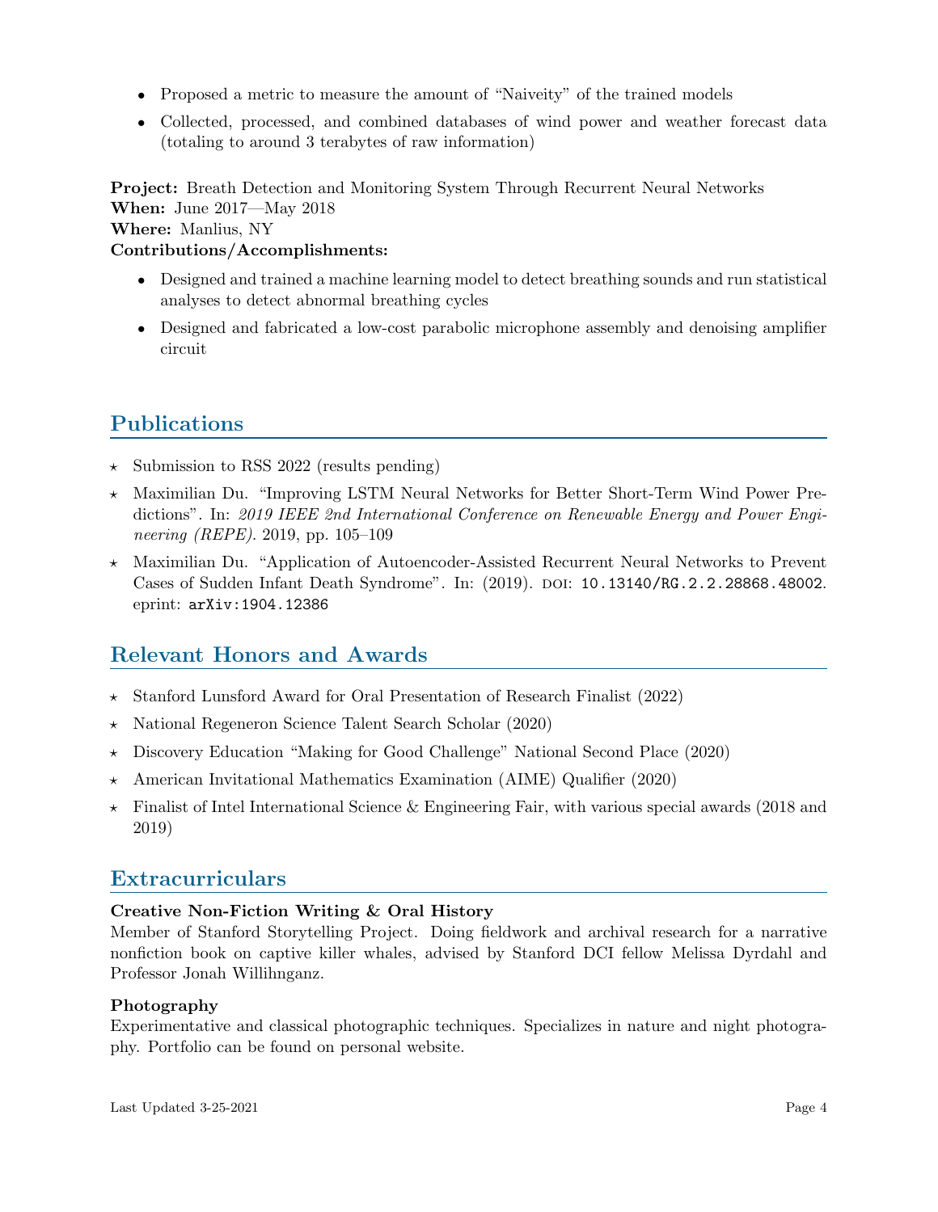- Proposed a metric to measure the amount of "Naiveity" of the trained models
- Collected, processed, and combined databases of wind power and weather forecast data (totaling to around 3 terabytes of raw information)

**Project:** Breath Detection and Monitoring System Through Recurrent Neural Networks
**When:** June 2017—May 2018
**Where:** Manlius, NY
**Contributions/Accomplishments:**

- Designed and trained a machine learning model to detect breathing sounds and run statistical analyses to detect abnormal breathing cycles
- Designed and fabricated a low-cost parabolic microphone assembly and denoising amplifier circuit

## Publications

- ⋆ Submission to RSS 2022 (results pending)
- ⋆ Maximilian Du. "Improving LSTM Neural Networks for Better Short-Term Wind Power Predictions". In: *2019 IEEE 2nd International Conference on Renewable Energy and Power Engineering (REPE)*. 2019, pp. 105–109
- ⋆ Maximilian Du. "Application of Autoencoder-Assisted Recurrent Neural Networks to Prevent Cases of Sudden Infant Death Syndrome". In: (2019). DOI: `10.13140/RG.2.2.28868.48002`. eprint: `arXiv:1904.12386`

## Relevant Honors and Awards

- ⋆ Stanford Lunsford Award for Oral Presentation of Research Finalist (2022)
- ⋆ National Regeneron Science Talent Search Scholar (2020)
- ⋆ Discovery Education "Making for Good Challenge" National Second Place (2020)
- ⋆ American Invitational Mathematics Examination (AIME) Qualifier (2020)
- ⋆ Finalist of Intel International Science & Engineering Fair, with various special awards (2018 and 2019)

## Extracurriculars

### Creative Non-Fiction Writing & Oral History

Member of Stanford Storytelling Project. Doing fieldwork and archival research for a narrative nonfiction book on captive killer whales, advised by Stanford DCI fellow Melissa Dyrdahl and Professor Jonah Willihnganz.

### Photography

Experimentative and classical photographic techniques. Specializes in nature and night photography. Portfolio can be found on personal website.

Last Updated 3-25-2021